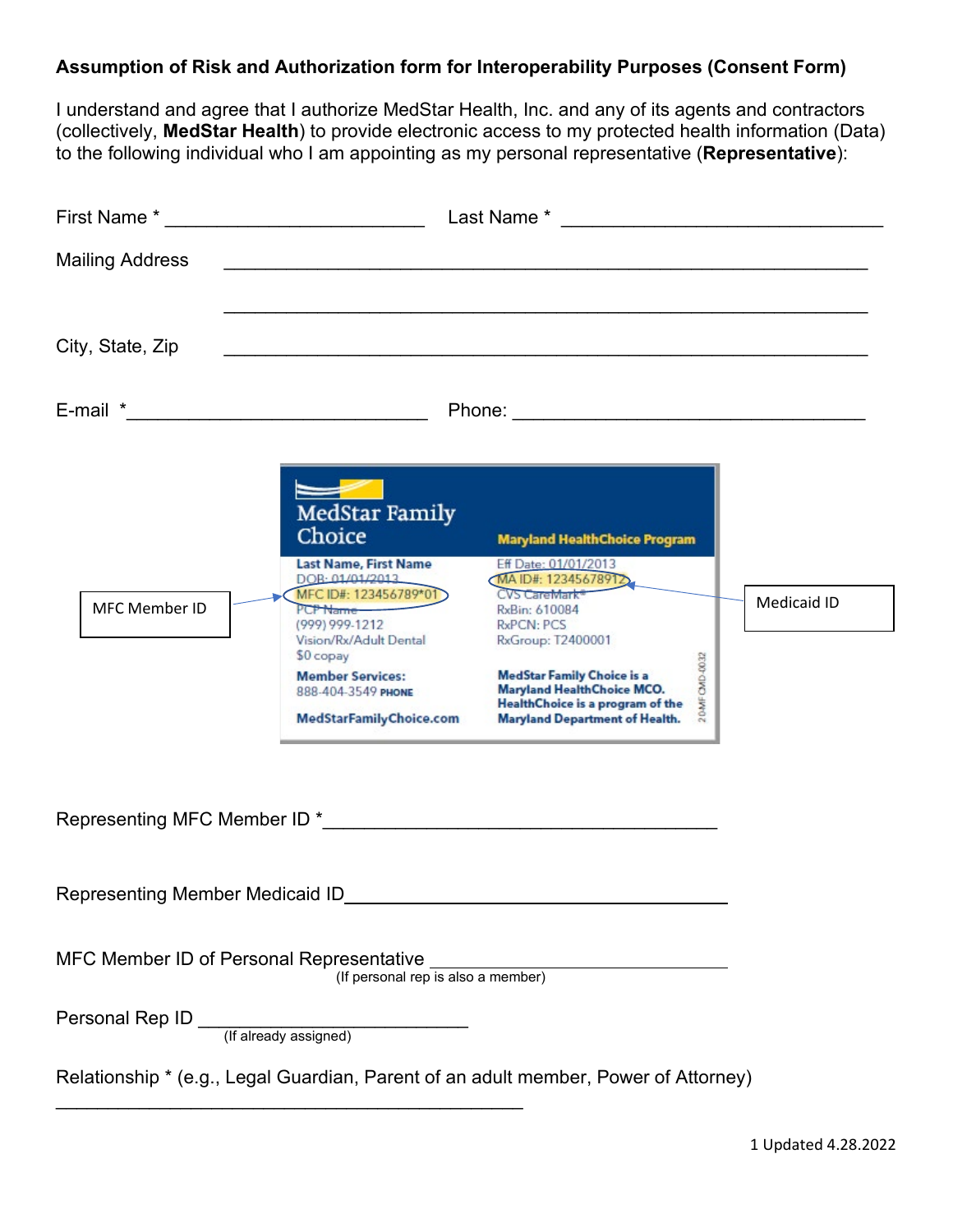**Assumption of Risk and Authorization form for Interoperability Purposes (Consent Form)**

I understand and agree that I authorize MedStar Health, Inc. and any of its agents and contractors (collectively, **MedStar Health**) to provide electronic access to my protected health information (Data) to the following individual who I am appointing as my personal representative (**Representative**):

First Name * ________________________ Last Name * ______________________________

Mailing Address ____________________________________________________________

____________________________________________________________

City, State, Zip ____________________________________________________________

E-mail *____________________________ Phone: _________________________________

MFC Member ID

MedStar Family Choice

Maryland HealthChoice Program

Last Name, First Name
DOB: 01/01/2013
MFC ID#: 123456789*01
PCP Name
(999) 999-1212
Vision/Rx/Adult Dental
$0 copay

Member Services:
888-404-3549 PHONE
MedStarFamilyChoice.com

Eff Date: 01/01/2013
MA ID#: 12345678912
CVS CareMark®
RxBin: 610084
RxPCN: PCS
RxGroup: T2400001

MedStar Family Choice is a Maryland HealthChoice MCO. HealthChoice is a program of the Maryland Department of Health.

20-MF-CMD-0032

Medicaid ID

Representing MFC Member ID *____________________________________

Representing Member Medicaid ID____________________________________

MFC Member ID of Personal Representative ____________________________
(If personal rep is also a member)

Personal Rep ID ___________________________
(If already assigned)

Relationship * (e.g., Legal Guardian, Parent of an adult member, Power of Attorney)

____________________________________________

Updated 4.28.2022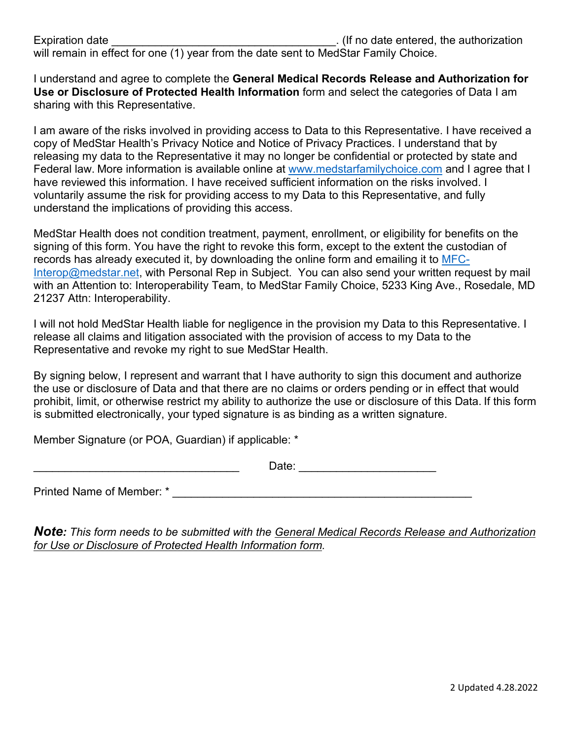Expiration date ___________________________________. (If no date entered, the authorization will remain in effect for one (1) year from the date sent to MedStar Family Choice.

I understand and agree to complete the **General Medical Records Release and Authorization for Use or Disclosure of Protected Health Information** form and select the categories of Data I am sharing with this Representative.

I am aware of the risks involved in providing access to Data to this Representative. I have received a copy of MedStar Health's Privacy Notice and Notice of Privacy Practices. I understand that by releasing my data to the Representative it may no longer be confidential or protected by state and Federal law. More information is available online at www.medstarfamilychoice.com and I agree that I have reviewed this information. I have received sufficient information on the risks involved. I voluntarily assume the risk for providing access to my Data to this Representative, and fully understand the implications of providing this access.

MedStar Health does not condition treatment, payment, enrollment, or eligibility for benefits on the signing of this form. You have the right to revoke this form, except to the extent the custodian of records has already executed it, by downloading the online form and emailing it to MFC-Interop@medstar.net, with Personal Rep in Subject. You can also send your written request by mail with an Attention to: Interoperability Team, to MedStar Family Choice, 5233 King Ave., Rosedale, MD 21237 Attn: Interoperability.

I will not hold MedStar Health liable for negligence in the provision my Data to this Representative. I release all claims and litigation associated with the provision of access to my Data to the Representative and revoke my right to sue MedStar Health.

By signing below, I represent and warrant that I have authority to sign this document and authorize the use or disclosure of Data and that there are no claims or orders pending or in effect that would prohibit, limit, or otherwise restrict my ability to authorize the use or disclosure of this Data. If this form is submitted electronically, your typed signature is as binding as a written signature.

Member Signature (or POA, Guardian) if applicable: *

________________________________ Date: _____________________

Printed Name of Member: * _______________________________________________

***Note****: This form needs to be submitted with the General Medical Records Release and Authorization for Use or Disclosure of Protected Health Information form.*

Updated 4.28.2022